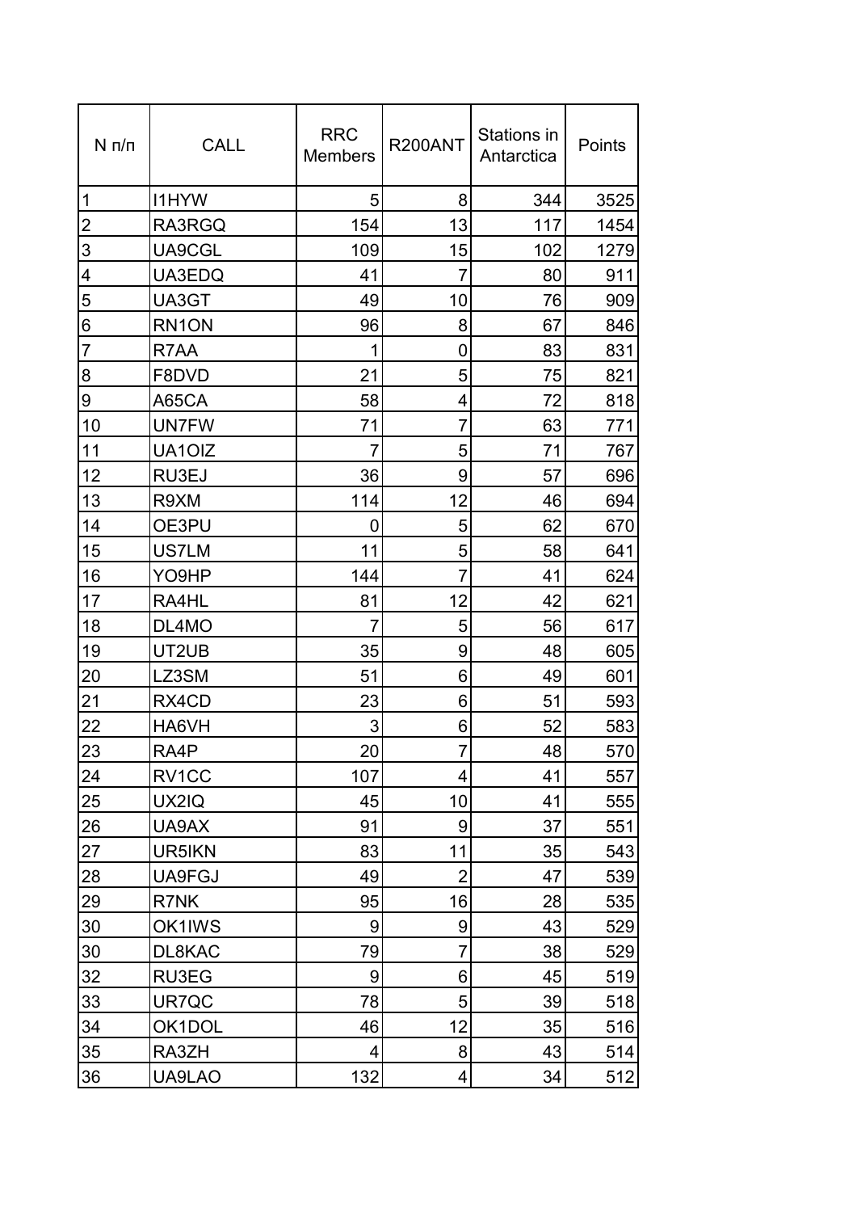| N п/п | CALL | RRC Members | R200ANT | Stations in Antarctica | Points |
|---|---|---|---|---|---|
| 1 | I1HYW | 5 | 8 | 344 | 3525 |
| 2 | RA3RGQ | 154 | 13 | 117 | 1454 |
| 3 | UA9CGL | 109 | 15 | 102 | 1279 |
| 4 | UA3EDQ | 41 | 7 | 80 | 911 |
| 5 | UA3GT | 49 | 10 | 76 | 909 |
| 6 | RN1ON | 96 | 8 | 67 | 846 |
| 7 | R7AA | 1 | 0 | 83 | 831 |
| 8 | F8DVD | 21 | 5 | 75 | 821 |
| 9 | A65CA | 58 | 4 | 72 | 818 |
| 10 | UN7FW | 71 | 7 | 63 | 771 |
| 11 | UA1OIZ | 7 | 5 | 71 | 767 |
| 12 | RU3EJ | 36 | 9 | 57 | 696 |
| 13 | R9XM | 114 | 12 | 46 | 694 |
| 14 | OE3PU | 0 | 5 | 62 | 670 |
| 15 | US7LM | 11 | 5 | 58 | 641 |
| 16 | YO9HP | 144 | 7 | 41 | 624 |
| 17 | RA4HL | 81 | 12 | 42 | 621 |
| 18 | DL4MO | 7 | 5 | 56 | 617 |
| 19 | UT2UB | 35 | 9 | 48 | 605 |
| 20 | LZ3SM | 51 | 6 | 49 | 601 |
| 21 | RX4CD | 23 | 6 | 51 | 593 |
| 22 | HA6VH | 3 | 6 | 52 | 583 |
| 23 | RA4P | 20 | 7 | 48 | 570 |
| 24 | RV1CC | 107 | 4 | 41 | 557 |
| 25 | UX2IQ | 45 | 10 | 41 | 555 |
| 26 | UA9AX | 91 | 9 | 37 | 551 |
| 27 | UR5IKN | 83 | 11 | 35 | 543 |
| 28 | UA9FGJ | 49 | 2 | 47 | 539 |
| 29 | R7NK | 95 | 16 | 28 | 535 |
| 30 | OK1IWS | 9 | 9 | 43 | 529 |
| 30 | DL8KAC | 79 | 7 | 38 | 529 |
| 32 | RU3EG | 9 | 6 | 45 | 519 |
| 33 | UR7QC | 78 | 5 | 39 | 518 |
| 34 | OK1DOL | 46 | 12 | 35 | 516 |
| 35 | RA3ZH | 4 | 8 | 43 | 514 |
| 36 | UA9LAO | 132 | 4 | 34 | 512 |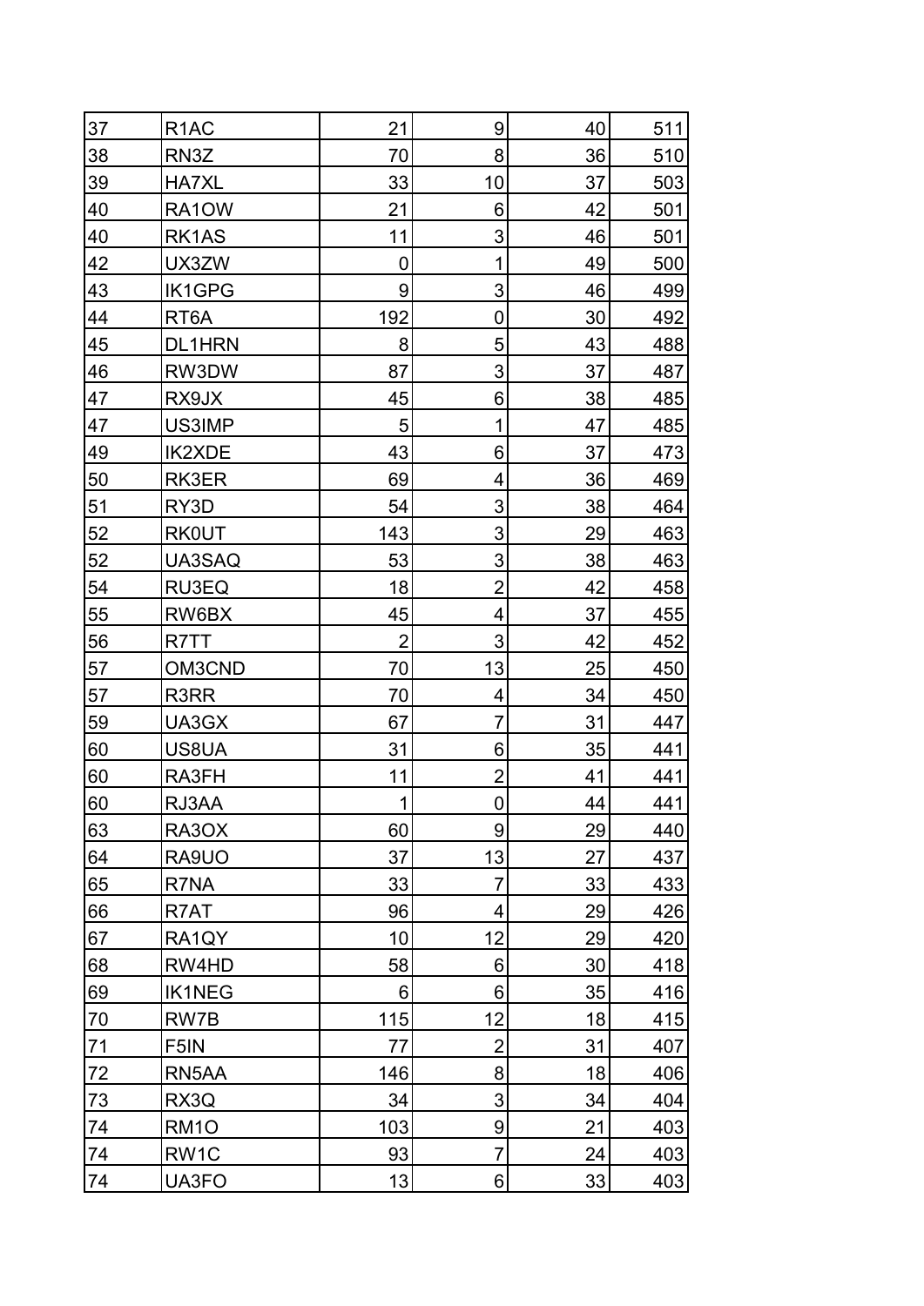| | | | | | |
|---|---|---|---|---|---|
| 37 | R1AC | 21 | 9 | 40 | 511 |
| 38 | RN3Z | 70 | 8 | 36 | 510 |
| 39 | HA7XL | 33 | 10 | 37 | 503 |
| 40 | RA1OW | 21 | 6 | 42 | 501 |
| 40 | RK1AS | 11 | 3 | 46 | 501 |
| 42 | UX3ZW | 0 | 1 | 49 | 500 |
| 43 | IK1GPG | 9 | 3 | 46 | 499 |
| 44 | RT6A | 192 | 0 | 30 | 492 |
| 45 | DL1HRN | 8 | 5 | 43 | 488 |
| 46 | RW3DW | 87 | 3 | 37 | 487 |
| 47 | RX9JX | 45 | 6 | 38 | 485 |
| 47 | US3IMP | 5 | 1 | 47 | 485 |
| 49 | IK2XDE | 43 | 6 | 37 | 473 |
| 50 | RK3ER | 69 | 4 | 36 | 469 |
| 51 | RY3D | 54 | 3 | 38 | 464 |
| 52 | RK0UT | 143 | 3 | 29 | 463 |
| 52 | UA3SAQ | 53 | 3 | 38 | 463 |
| 54 | RU3EQ | 18 | 2 | 42 | 458 |
| 55 | RW6BX | 45 | 4 | 37 | 455 |
| 56 | R7TT | 2 | 3 | 42 | 452 |
| 57 | OM3CND | 70 | 13 | 25 | 450 |
| 57 | R3RR | 70 | 4 | 34 | 450 |
| 59 | UA3GX | 67 | 7 | 31 | 447 |
| 60 | US8UA | 31 | 6 | 35 | 441 |
| 60 | RA3FH | 11 | 2 | 41 | 441 |
| 60 | RJ3AA | 1 | 0 | 44 | 441 |
| 63 | RA3OX | 60 | 9 | 29 | 440 |
| 64 | RA9UO | 37 | 13 | 27 | 437 |
| 65 | R7NA | 33 | 7 | 33 | 433 |
| 66 | R7AT | 96 | 4 | 29 | 426 |
| 67 | RA1QY | 10 | 12 | 29 | 420 |
| 68 | RW4HD | 58 | 6 | 30 | 418 |
| 69 | IK1NEG | 6 | 6 | 35 | 416 |
| 70 | RW7B | 115 | 12 | 18 | 415 |
| 71 | F5IN | 77 | 2 | 31 | 407 |
| 72 | RN5AA | 146 | 8 | 18 | 406 |
| 73 | RX3Q | 34 | 3 | 34 | 404 |
| 74 | RM1O | 103 | 9 | 21 | 403 |
| 74 | RW1C | 93 | 7 | 24 | 403 |
| 74 | UA3FO | 13 | 6 | 33 | 403 |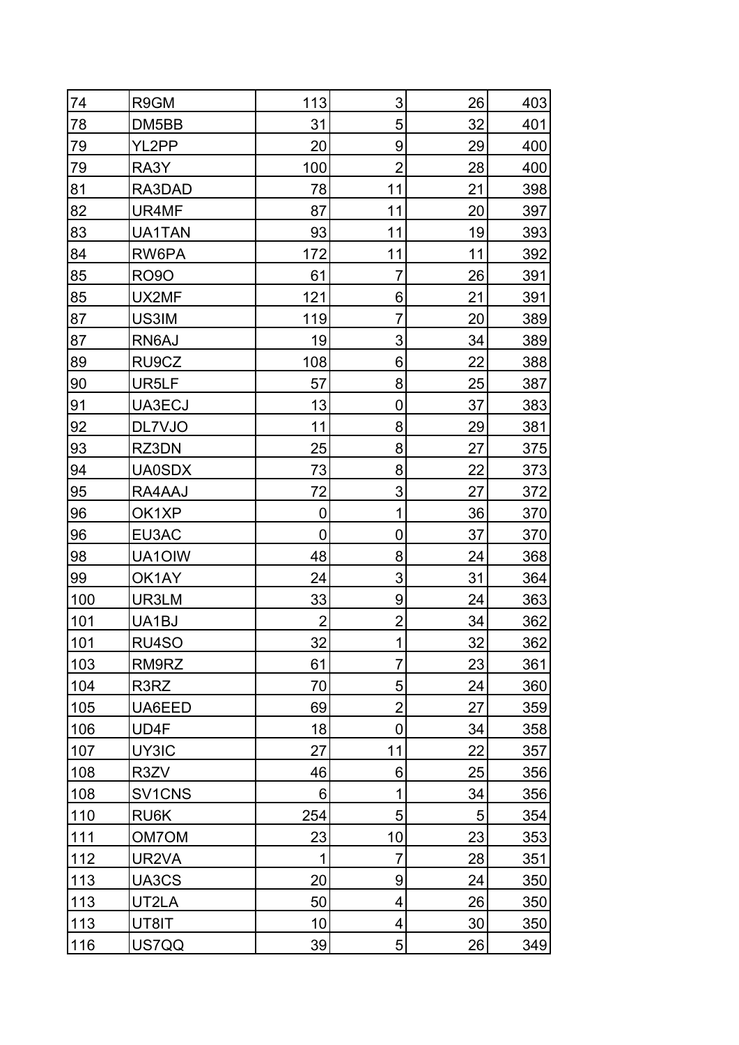| 74 | R9GM | 113 | 3 | 26 | 403 |
|---|---|---|---|---|---|
| 78 | DM5BB | 31 | 5 | 32 | 401 |
| 79 | YL2PP | 20 | 9 | 29 | 400 |
| 79 | RA3Y | 100 | 2 | 28 | 400 |
| 81 | RA3DAD | 78 | 11 | 21 | 398 |
| 82 | UR4MF | 87 | 11 | 20 | 397 |
| 83 | UA1TAN | 93 | 11 | 19 | 393 |
| 84 | RW6PA | 172 | 11 | 11 | 392 |
| 85 | RO9O | 61 | 7 | 26 | 391 |
| 85 | UX2MF | 121 | 6 | 21 | 391 |
| 87 | US3IM | 119 | 7 | 20 | 389 |
| 87 | RN6AJ | 19 | 3 | 34 | 389 |
| 89 | RU9CZ | 108 | 6 | 22 | 388 |
| 90 | UR5LF | 57 | 8 | 25 | 387 |
| 91 | UA3ECJ | 13 | 0 | 37 | 383 |
| 92 | DL7VJO | 11 | 8 | 29 | 381 |
| 93 | RZ3DN | 25 | 8 | 27 | 375 |
| 94 | UA0SDX | 73 | 8 | 22 | 373 |
| 95 | RA4AAJ | 72 | 3 | 27 | 372 |
| 96 | OK1XP | 0 | 1 | 36 | 370 |
| 96 | EU3AC | 0 | 0 | 37 | 370 |
| 98 | UA1OIW | 48 | 8 | 24 | 368 |
| 99 | OK1AY | 24 | 3 | 31 | 364 |
| 100 | UR3LM | 33 | 9 | 24 | 363 |
| 101 | UA1BJ | 2 | 2 | 34 | 362 |
| 101 | RU4SO | 32 | 1 | 32 | 362 |
| 103 | RM9RZ | 61 | 7 | 23 | 361 |
| 104 | R3RZ | 70 | 5 | 24 | 360 |
| 105 | UA6EED | 69 | 2 | 27 | 359 |
| 106 | UD4F | 18 | 0 | 34 | 358 |
| 107 | UY3IC | 27 | 11 | 22 | 357 |
| 108 | R3ZV | 46 | 6 | 25 | 356 |
| 108 | SV1CNS | 6 | 1 | 34 | 356 |
| 110 | RU6K | 254 | 5 | 5 | 354 |
| 111 | OM7OM | 23 | 10 | 23 | 353 |
| 112 | UR2VA | 1 | 7 | 28 | 351 |
| 113 | UA3CS | 20 | 9 | 24 | 350 |
| 113 | UT2LA | 50 | 4 | 26 | 350 |
| 113 | UT8IT | 10 | 4 | 30 | 350 |
| 116 | US7QQ | 39 | 5 | 26 | 349 |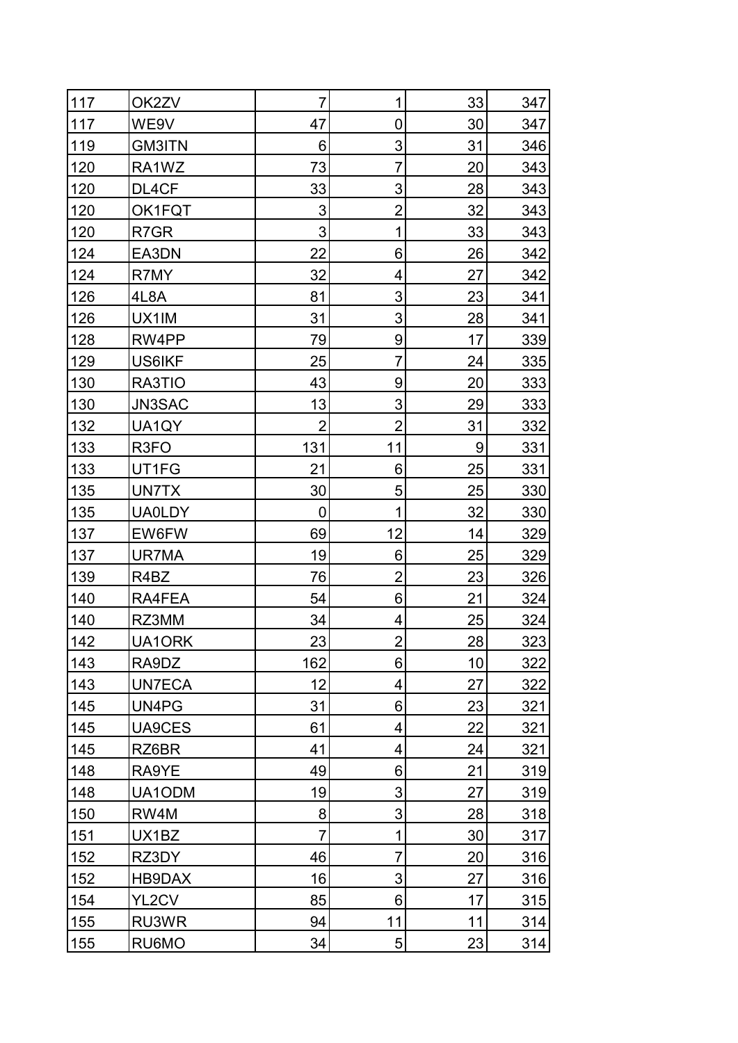| | | | | | |
|---|---|---|---|---|---|
| 117 | OK2ZV | 7 | 1 | 33 | 347 |
| 117 | WE9V | 47 | 0 | 30 | 347 |
| 119 | GM3ITN | 6 | 3 | 31 | 346 |
| 120 | RA1WZ | 73 | 7 | 20 | 343 |
| 120 | DL4CF | 33 | 3 | 28 | 343 |
| 120 | OK1FQT | 3 | 2 | 32 | 343 |
| 120 | R7GR | 3 | 1 | 33 | 343 |
| 124 | EA3DN | 22 | 6 | 26 | 342 |
| 124 | R7MY | 32 | 4 | 27 | 342 |
| 126 | 4L8A | 81 | 3 | 23 | 341 |
| 126 | UX1IM | 31 | 3 | 28 | 341 |
| 128 | RW4PP | 79 | 9 | 17 | 339 |
| 129 | US6IKF | 25 | 7 | 24 | 335 |
| 130 | RA3TIO | 43 | 9 | 20 | 333 |
| 130 | JN3SAC | 13 | 3 | 29 | 333 |
| 132 | UA1QY | 2 | 2 | 31 | 332 |
| 133 | R3FO | 131 | 11 | 9 | 331 |
| 133 | UT1FG | 21 | 6 | 25 | 331 |
| 135 | UN7TX | 30 | 5 | 25 | 330 |
| 135 | UA0LDY | 0 | 1 | 32 | 330 |
| 137 | EW6FW | 69 | 12 | 14 | 329 |
| 137 | UR7MA | 19 | 6 | 25 | 329 |
| 139 | R4BZ | 76 | 2 | 23 | 326 |
| 140 | RA4FEA | 54 | 6 | 21 | 324 |
| 140 | RZ3MM | 34 | 4 | 25 | 324 |
| 142 | UA1ORK | 23 | 2 | 28 | 323 |
| 143 | RA9DZ | 162 | 6 | 10 | 322 |
| 143 | UN7ECA | 12 | 4 | 27 | 322 |
| 145 | UN4PG | 31 | 6 | 23 | 321 |
| 145 | UA9CES | 61 | 4 | 22 | 321 |
| 145 | RZ6BR | 41 | 4 | 24 | 321 |
| 148 | RA9YE | 49 | 6 | 21 | 319 |
| 148 | UA1ODM | 19 | 3 | 27 | 319 |
| 150 | RW4M | 8 | 3 | 28 | 318 |
| 151 | UX1BZ | 7 | 1 | 30 | 317 |
| 152 | RZ3DY | 46 | 7 | 20 | 316 |
| 152 | HB9DAX | 16 | 3 | 27 | 316 |
| 154 | YL2CV | 85 | 6 | 17 | 315 |
| 155 | RU3WR | 94 | 11 | 11 | 314 |
| 155 | RU6MO | 34 | 5 | 23 | 314 |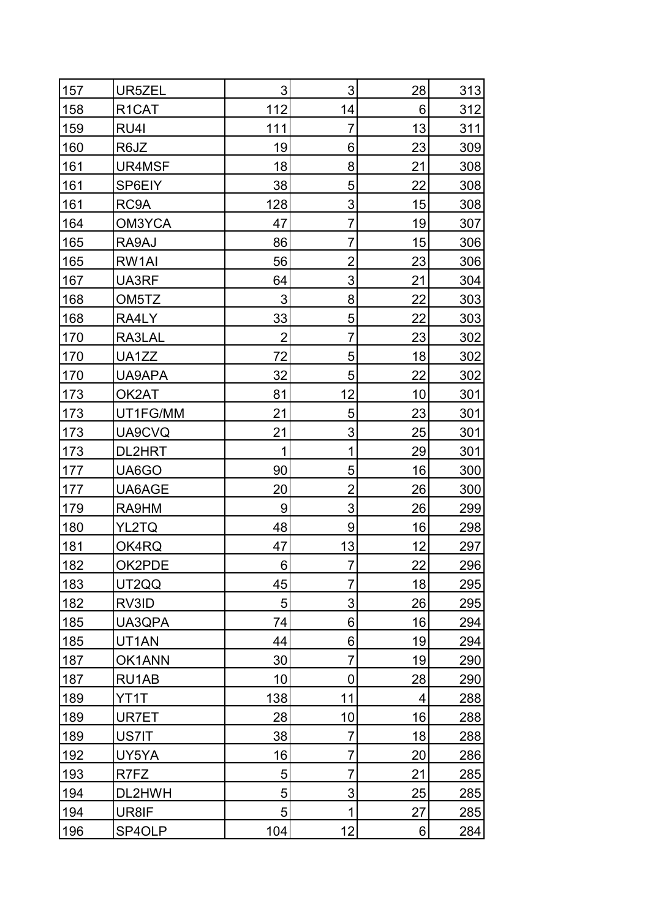| | | | | | |
|---|---|---|---|---|---|
| 157 | UR5ZEL | 3 | 3 | 28 | 313 |
| 158 | R1CAT | 112 | 14 | 6 | 312 |
| 159 | RU4I | 111 | 7 | 13 | 311 |
| 160 | R6JZ | 19 | 6 | 23 | 309 |
| 161 | UR4MSF | 18 | 8 | 21 | 308 |
| 161 | SP6EIY | 38 | 5 | 22 | 308 |
| 161 | RC9A | 128 | 3 | 15 | 308 |
| 164 | OM3YCA | 47 | 7 | 19 | 307 |
| 165 | RA9AJ | 86 | 7 | 15 | 306 |
| 165 | RW1AI | 56 | 2 | 23 | 306 |
| 167 | UA3RF | 64 | 3 | 21 | 304 |
| 168 | OM5TZ | 3 | 8 | 22 | 303 |
| 168 | RA4LY | 33 | 5 | 22 | 303 |
| 170 | RA3LAL | 2 | 7 | 23 | 302 |
| 170 | UA1ZZ | 72 | 5 | 18 | 302 |
| 170 | UA9APA | 32 | 5 | 22 | 302 |
| 173 | OK2AT | 81 | 12 | 10 | 301 |
| 173 | UT1FG/MM | 21 | 5 | 23 | 301 |
| 173 | UA9CVQ | 21 | 3 | 25 | 301 |
| 173 | DL2HRT | 1 | 1 | 29 | 301 |
| 177 | UA6GO | 90 | 5 | 16 | 300 |
| 177 | UA6AGE | 20 | 2 | 26 | 300 |
| 179 | RA9HM | 9 | 3 | 26 | 299 |
| 180 | YL2TQ | 48 | 9 | 16 | 298 |
| 181 | OK4RQ | 47 | 13 | 12 | 297 |
| 182 | OK2PDE | 6 | 7 | 22 | 296 |
| 183 | UT2QQ | 45 | 7 | 18 | 295 |
| 182 | RV3ID | 5 | 3 | 26 | 295 |
| 185 | UA3QPA | 74 | 6 | 16 | 294 |
| 185 | UT1AN | 44 | 6 | 19 | 294 |
| 187 | OK1ANN | 30 | 7 | 19 | 290 |
| 187 | RU1AB | 10 | 0 | 28 | 290 |
| 189 | YT1T | 138 | 11 | 4 | 288 |
| 189 | UR7ET | 28 | 10 | 16 | 288 |
| 189 | US7IT | 38 | 7 | 18 | 288 |
| 192 | UY5YA | 16 | 7 | 20 | 286 |
| 193 | R7FZ | 5 | 7 | 21 | 285 |
| 194 | DL2HWH | 5 | 3 | 25 | 285 |
| 194 | UR8IF | 5 | 1 | 27 | 285 |
| 196 | SP4OLP | 104 | 12 | 6 | 284 |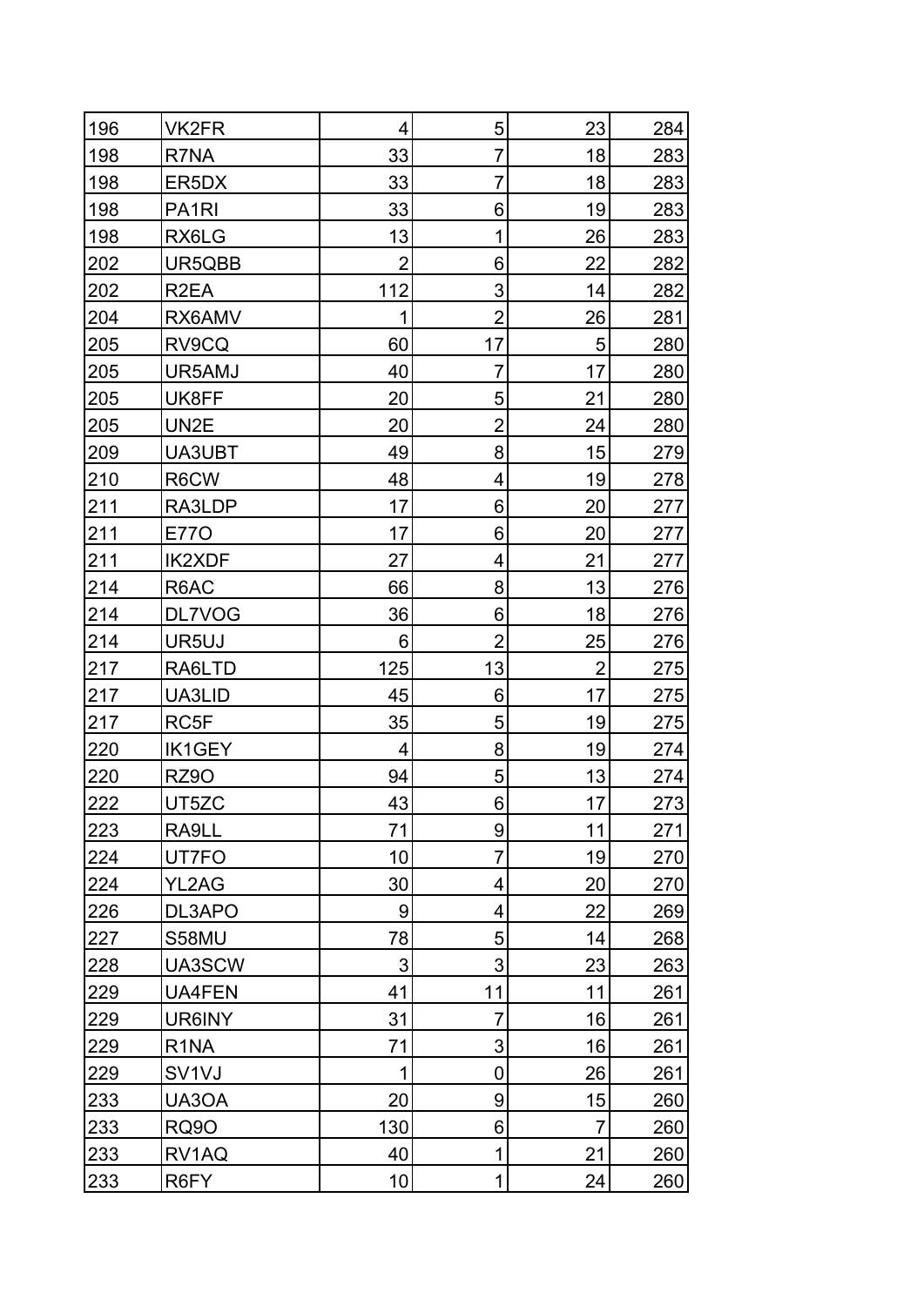| | | | | | |
|---|---|---|---|---|---|
| 196 | VK2FR | 4 | 5 | 23 | 284 |
| 198 | R7NA | 33 | 7 | 18 | 283 |
| 198 | ER5DX | 33 | 7 | 18 | 283 |
| 198 | PA1RI | 33 | 6 | 19 | 283 |
| 198 | RX6LG | 13 | 1 | 26 | 283 |
| 202 | UR5QBB | 2 | 6 | 22 | 282 |
| 202 | R2EA | 112 | 3 | 14 | 282 |
| 204 | RX6AMV | 1 | 2 | 26 | 281 |
| 205 | RV9CQ | 60 | 17 | 5 | 280 |
| 205 | UR5AMJ | 40 | 7 | 17 | 280 |
| 205 | UK8FF | 20 | 5 | 21 | 280 |
| 205 | UN2E | 20 | 2 | 24 | 280 |
| 209 | UA3UBT | 49 | 8 | 15 | 279 |
| 210 | R6CW | 48 | 4 | 19 | 278 |
| 211 | RA3LDP | 17 | 6 | 20 | 277 |
| 211 | E77O | 17 | 6 | 20 | 277 |
| 211 | IK2XDF | 27 | 4 | 21 | 277 |
| 214 | R6AC | 66 | 8 | 13 | 276 |
| 214 | DL7VOG | 36 | 6 | 18 | 276 |
| 214 | UR5UJ | 6 | 2 | 25 | 276 |
| 217 | RA6LTD | 125 | 13 | 2 | 275 |
| 217 | UA3LID | 45 | 6 | 17 | 275 |
| 217 | RC5F | 35 | 5 | 19 | 275 |
| 220 | IK1GEY | 4 | 8 | 19 | 274 |
| 220 | RZ9O | 94 | 5 | 13 | 274 |
| 222 | UT5ZC | 43 | 6 | 17 | 273 |
| 223 | RA9LL | 71 | 9 | 11 | 271 |
| 224 | UT7FO | 10 | 7 | 19 | 270 |
| 224 | YL2AG | 30 | 4 | 20 | 270 |
| 226 | DL3APO | 9 | 4 | 22 | 269 |
| 227 | S58MU | 78 | 5 | 14 | 268 |
| 228 | UA3SCW | 3 | 3 | 23 | 263 |
| 229 | UA4FEN | 41 | 11 | 11 | 261 |
| 229 | UR6INY | 31 | 7 | 16 | 261 |
| 229 | R1NA | 71 | 3 | 16 | 261 |
| 229 | SV1VJ | 1 | 0 | 26 | 261 |
| 233 | UA3OA | 20 | 9 | 15 | 260 |
| 233 | RQ9O | 130 | 6 | 7 | 260 |
| 233 | RV1AQ | 40 | 1 | 21 | 260 |
| 233 | R6FY | 10 | 1 | 24 | 260 |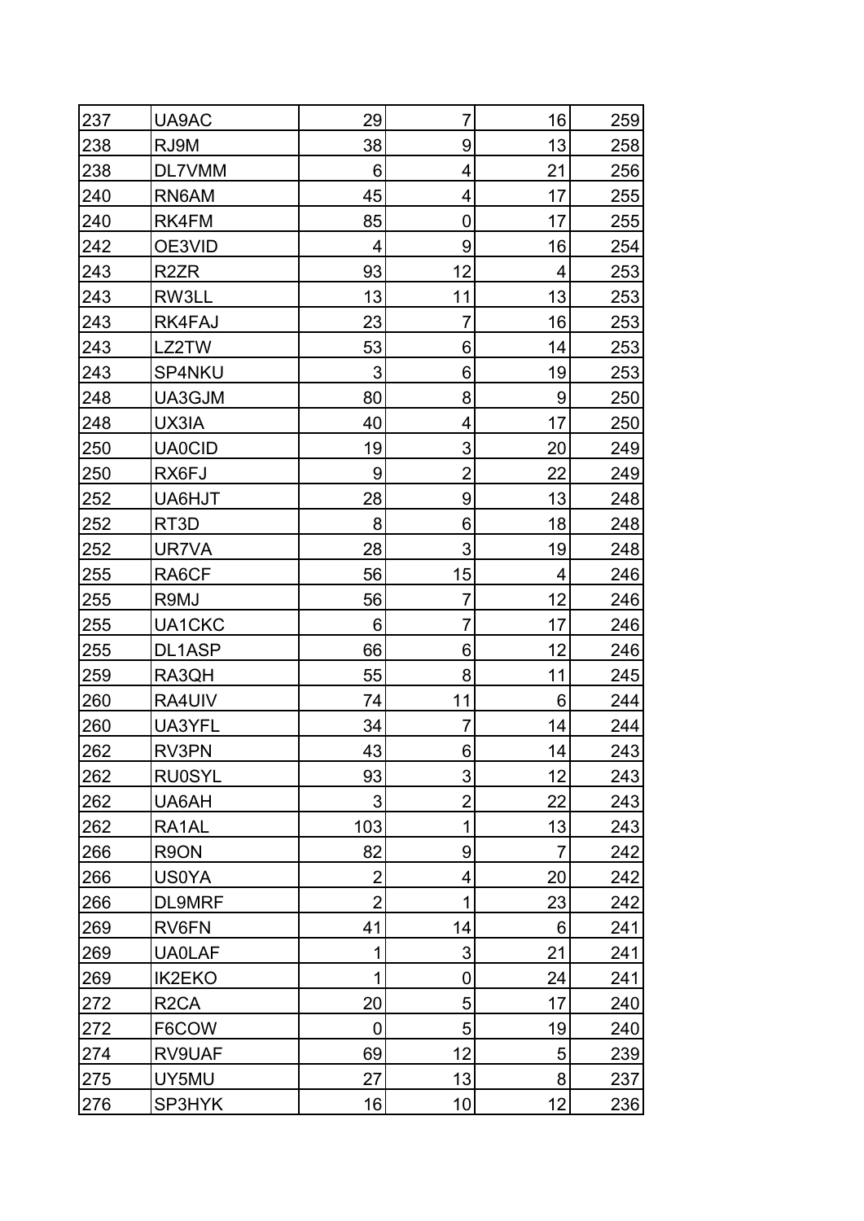| | | | | | |
|---|---|---|---|---|---|
| 237 | UA9AC | 29 | 7 | 16 | 259 |
| 238 | RJ9M | 38 | 9 | 13 | 258 |
| 238 | DL7VMM | 6 | 4 | 21 | 256 |
| 240 | RN6AM | 45 | 4 | 17 | 255 |
| 240 | RK4FM | 85 | 0 | 17 | 255 |
| 242 | OE3VID | 4 | 9 | 16 | 254 |
| 243 | R2ZR | 93 | 12 | 4 | 253 |
| 243 | RW3LL | 13 | 11 | 13 | 253 |
| 243 | RK4FAJ | 23 | 7 | 16 | 253 |
| 243 | LZ2TW | 53 | 6 | 14 | 253 |
| 243 | SP4NKU | 3 | 6 | 19 | 253 |
| 248 | UA3GJM | 80 | 8 | 9 | 250 |
| 248 | UX3IA | 40 | 4 | 17 | 250 |
| 250 | UA0CID | 19 | 3 | 20 | 249 |
| 250 | RX6FJ | 9 | 2 | 22 | 249 |
| 252 | UA6HJT | 28 | 9 | 13 | 248 |
| 252 | RT3D | 8 | 6 | 18 | 248 |
| 252 | UR7VA | 28 | 3 | 19 | 248 |
| 255 | RA6CF | 56 | 15 | 4 | 246 |
| 255 | R9MJ | 56 | 7 | 12 | 246 |
| 255 | UA1CKC | 6 | 7 | 17 | 246 |
| 255 | DL1ASP | 66 | 6 | 12 | 246 |
| 259 | RA3QH | 55 | 8 | 11 | 245 |
| 260 | RA4UIV | 74 | 11 | 6 | 244 |
| 260 | UA3YFL | 34 | 7 | 14 | 244 |
| 262 | RV3PN | 43 | 6 | 14 | 243 |
| 262 | RU0SYL | 93 | 3 | 12 | 243 |
| 262 | UA6AH | 3 | 2 | 22 | 243 |
| 262 | RA1AL | 103 | 1 | 13 | 243 |
| 266 | R9ON | 82 | 9 | 7 | 242 |
| 266 | US0YA | 2 | 4 | 20 | 242 |
| 266 | DL9MRF | 2 | 1 | 23 | 242 |
| 269 | RV6FN | 41 | 14 | 6 | 241 |
| 269 | UA0LAF | 1 | 3 | 21 | 241 |
| 269 | IK2EKO | 1 | 0 | 24 | 241 |
| 272 | R2CA | 20 | 5 | 17 | 240 |
| 272 | F6COW | 0 | 5 | 19 | 240 |
| 274 | RV9UAF | 69 | 12 | 5 | 239 |
| 275 | UY5MU | 27 | 13 | 8 | 237 |
| 276 | SP3HYK | 16 | 10 | 12 | 236 |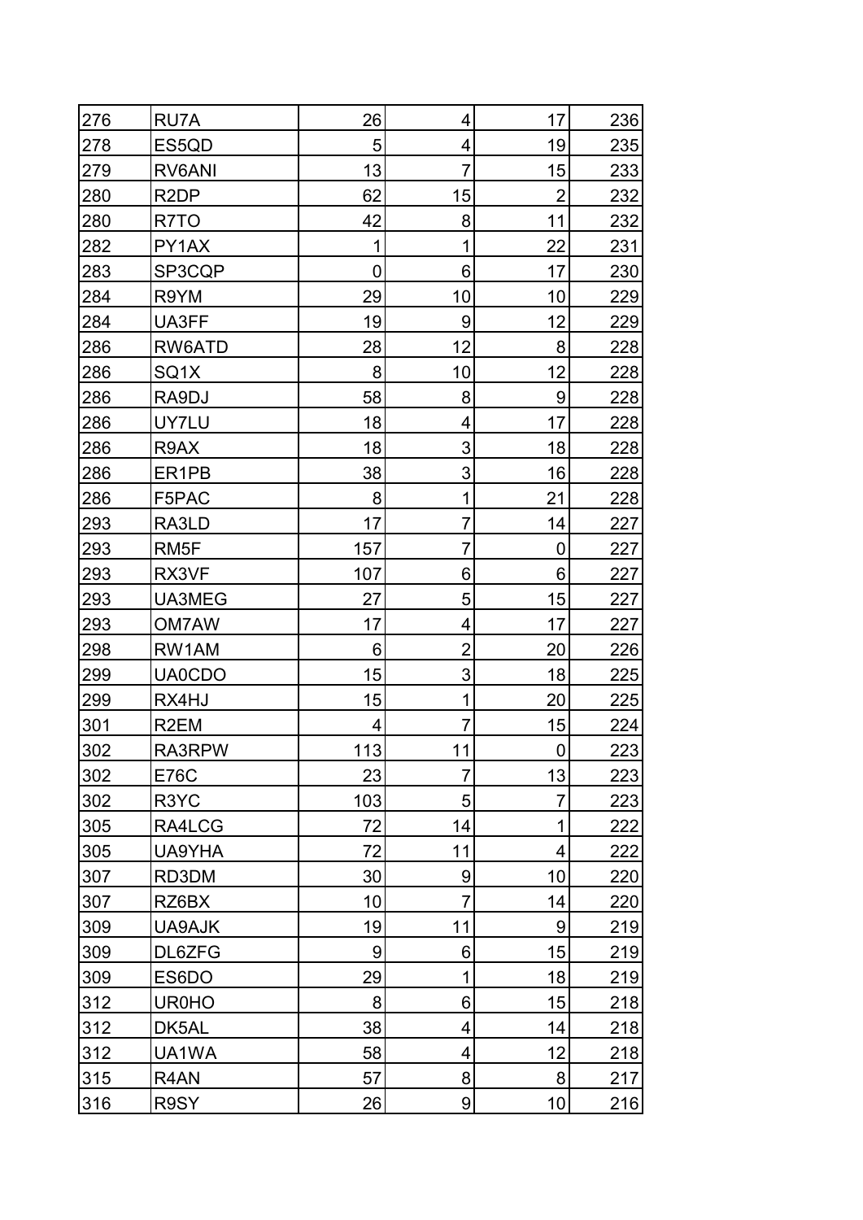| | | | | | |
|---|---|---|---|---|---|
| 276 | RU7A | 26 | 4 | 17 | 236 |
| 278 | ES5QD | 5 | 4 | 19 | 235 |
| 279 | RV6ANI | 13 | 7 | 15 | 233 |
| 280 | R2DP | 62 | 15 | 2 | 232 |
| 280 | R7TO | 42 | 8 | 11 | 232 |
| 282 | PY1AX | 1 | 1 | 22 | 231 |
| 283 | SP3CQP | 0 | 6 | 17 | 230 |
| 284 | R9YM | 29 | 10 | 10 | 229 |
| 284 | UA3FF | 19 | 9 | 12 | 229 |
| 286 | RW6ATD | 28 | 12 | 8 | 228 |
| 286 | SQ1X | 8 | 10 | 12 | 228 |
| 286 | RA9DJ | 58 | 8 | 9 | 228 |
| 286 | UY7LU | 18 | 4 | 17 | 228 |
| 286 | R9AX | 18 | 3 | 18 | 228 |
| 286 | ER1PB | 38 | 3 | 16 | 228 |
| 286 | F5PAC | 8 | 1 | 21 | 228 |
| 293 | RA3LD | 17 | 7 | 14 | 227 |
| 293 | RM5F | 157 | 7 | 0 | 227 |
| 293 | RX3VF | 107 | 6 | 6 | 227 |
| 293 | UA3MEG | 27 | 5 | 15 | 227 |
| 293 | OM7AW | 17 | 4 | 17 | 227 |
| 298 | RW1AM | 6 | 2 | 20 | 226 |
| 299 | UA0CDO | 15 | 3 | 18 | 225 |
| 299 | RX4HJ | 15 | 1 | 20 | 225 |
| 301 | R2EM | 4 | 7 | 15 | 224 |
| 302 | RA3RPW | 113 | 11 | 0 | 223 |
| 302 | E76C | 23 | 7 | 13 | 223 |
| 302 | R3YC | 103 | 5 | 7 | 223 |
| 305 | RA4LCG | 72 | 14 | 1 | 222 |
| 305 | UA9YHA | 72 | 11 | 4 | 222 |
| 307 | RD3DM | 30 | 9 | 10 | 220 |
| 307 | RZ6BX | 10 | 7 | 14 | 220 |
| 309 | UA9AJK | 19 | 11 | 9 | 219 |
| 309 | DL6ZFG | 9 | 6 | 15 | 219 |
| 309 | ES6DO | 29 | 1 | 18 | 219 |
| 312 | UR0HO | 8 | 6 | 15 | 218 |
| 312 | DK5AL | 38 | 4 | 14 | 218 |
| 312 | UA1WA | 58 | 4 | 12 | 218 |
| 315 | R4AN | 57 | 8 | 8 | 217 |
| 316 | R9SY | 26 | 9 | 10 | 216 |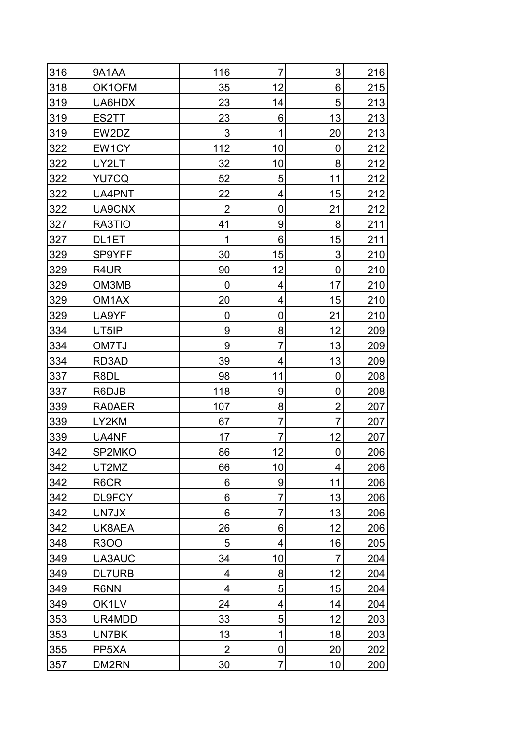| | | | | | |
|---|---|---|---|---|---|
| 316 | 9A1AA | 116 | 7 | 3 | 216 |
| 318 | OK1OFM | 35 | 12 | 6 | 215 |
| 319 | UA6HDX | 23 | 14 | 5 | 213 |
| 319 | ES2TT | 23 | 6 | 13 | 213 |
| 319 | EW2DZ | 3 | 1 | 20 | 213 |
| 322 | EW1CY | 112 | 10 | 0 | 212 |
| 322 | UY2LT | 32 | 10 | 8 | 212 |
| 322 | YU7CQ | 52 | 5 | 11 | 212 |
| 322 | UA4PNT | 22 | 4 | 15 | 212 |
| 322 | UA9CNX | 2 | 0 | 21 | 212 |
| 327 | RA3TIO | 41 | 9 | 8 | 211 |
| 327 | DL1ET | 1 | 6 | 15 | 211 |
| 329 | SP9YFF | 30 | 15 | 3 | 210 |
| 329 | R4UR | 90 | 12 | 0 | 210 |
| 329 | OM3MB | 0 | 4 | 17 | 210 |
| 329 | OM1AX | 20 | 4 | 15 | 210 |
| 329 | UA9YF | 0 | 0 | 21 | 210 |
| 334 | UT5IP | 9 | 8 | 12 | 209 |
| 334 | OM7TJ | 9 | 7 | 13 | 209 |
| 334 | RD3AD | 39 | 4 | 13 | 209 |
| 337 | R8DL | 98 | 11 | 0 | 208 |
| 337 | R6DJB | 118 | 9 | 0 | 208 |
| 339 | RA0AER | 107 | 8 | 2 | 207 |
| 339 | LY2KM | 67 | 7 | 7 | 207 |
| 339 | UA4NF | 17 | 7 | 12 | 207 |
| 342 | SP2MKO | 86 | 12 | 0 | 206 |
| 342 | UT2MZ | 66 | 10 | 4 | 206 |
| 342 | R6CR | 6 | 9 | 11 | 206 |
| 342 | DL9FCY | 6 | 7 | 13 | 206 |
| 342 | UN7JX | 6 | 7 | 13 | 206 |
| 342 | UK8AEA | 26 | 6 | 12 | 206 |
| 348 | R3OO | 5 | 4 | 16 | 205 |
| 349 | UA3AUC | 34 | 10 | 7 | 204 |
| 349 | DL7URB | 4 | 8 | 12 | 204 |
| 349 | R6NN | 4 | 5 | 15 | 204 |
| 349 | OK1LV | 24 | 4 | 14 | 204 |
| 353 | UR4MDD | 33 | 5 | 12 | 203 |
| 353 | UN7BK | 13 | 1 | 18 | 203 |
| 355 | PP5XA | 2 | 0 | 20 | 202 |
| 357 | DM2RN | 30 | 7 | 10 | 200 |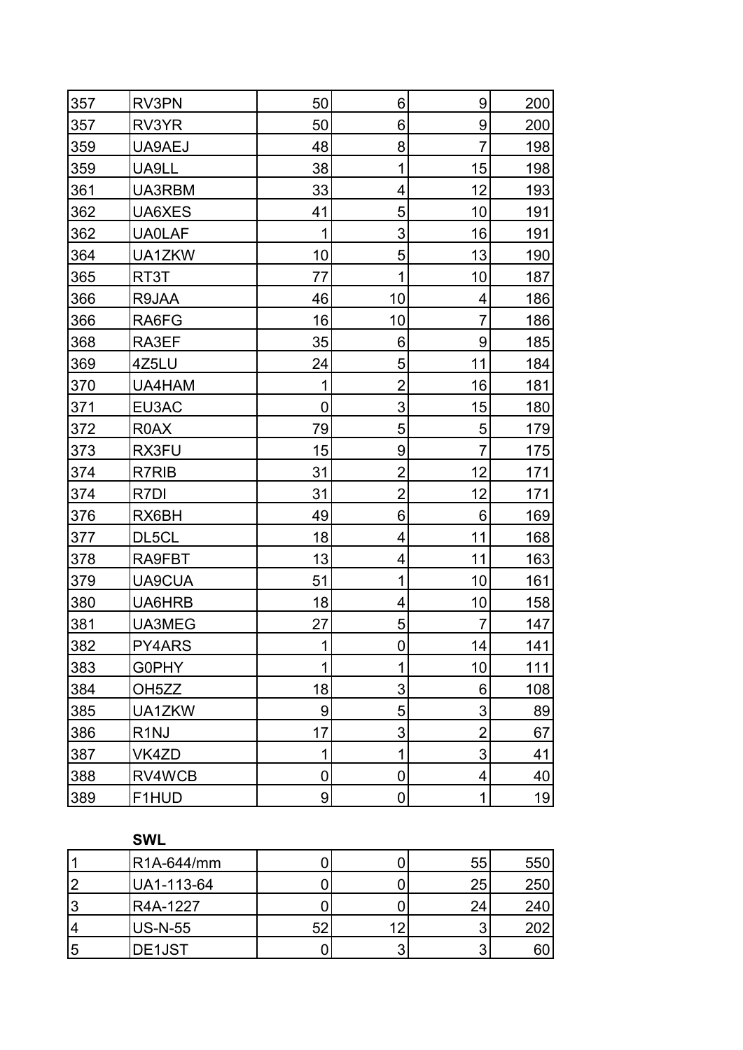| | | | | | |
|---|---|---|---|---|---|
| 357 | RV3PN | 50 | 6 | 9 | 200 |
| 357 | RV3YR | 50 | 6 | 9 | 200 |
| 359 | UA9AEJ | 48 | 8 | 7 | 198 |
| 359 | UA9LL | 38 | 1 | 15 | 198 |
| 361 | UA3RBM | 33 | 4 | 12 | 193 |
| 362 | UA6XES | 41 | 5 | 10 | 191 |
| 362 | UA0LAF | 1 | 3 | 16 | 191 |
| 364 | UA1ZKW | 10 | 5 | 13 | 190 |
| 365 | RT3T | 77 | 1 | 10 | 187 |
| 366 | R9JAA | 46 | 10 | 4 | 186 |
| 366 | RA6FG | 16 | 10 | 7 | 186 |
| 368 | RA3EF | 35 | 6 | 9 | 185 |
| 369 | 4Z5LU | 24 | 5 | 11 | 184 |
| 370 | UA4HAM | 1 | 2 | 16 | 181 |
| 371 | EU3AC | 0 | 3 | 15 | 180 |
| 372 | R0AX | 79 | 5 | 5 | 179 |
| 373 | RX3FU | 15 | 9 | 7 | 175 |
| 374 | R7RIB | 31 | 2 | 12 | 171 |
| 374 | R7DI | 31 | 2 | 12 | 171 |
| 376 | RX6BH | 49 | 6 | 6 | 169 |
| 377 | DL5CL | 18 | 4 | 11 | 168 |
| 378 | RA9FBT | 13 | 4 | 11 | 163 |
| 379 | UA9CUA | 51 | 1 | 10 | 161 |
| 380 | UA6HRB | 18 | 4 | 10 | 158 |
| 381 | UA3MEG | 27 | 5 | 7 | 147 |
| 382 | PY4ARS | 1 | 0 | 14 | 141 |
| 383 | G0PHY | 1 | 1 | 10 | 111 |
| 384 | OH5ZZ | 18 | 3 | 6 | 108 |
| 385 | UA1ZKW | 9 | 5 | 3 | 89 |
| 386 | R1NJ | 17 | 3 | 2 | 67 |
| 387 | VK4ZD | 1 | 1 | 3 | 41 |
| 388 | RV4WCB | 0 | 0 | 4 | 40 |
| 389 | F1HUD | 9 | 0 | 1 | 19 |

**SWL**

| | | | | | |
|---|---|---|---|---|---|
| 1 | R1A-644/mm | 0 | 0 | 55 | 550 |
| 2 | UA1-113-64 | 0 | 0 | 25 | 250 |
| 3 | R4A-1227 | 0 | 0 | 24 | 240 |
| 4 | US-N-55 | 52 | 12 | 3 | 202 |
| 5 | DE1JST | 0 | 3 | 3 | 60 |